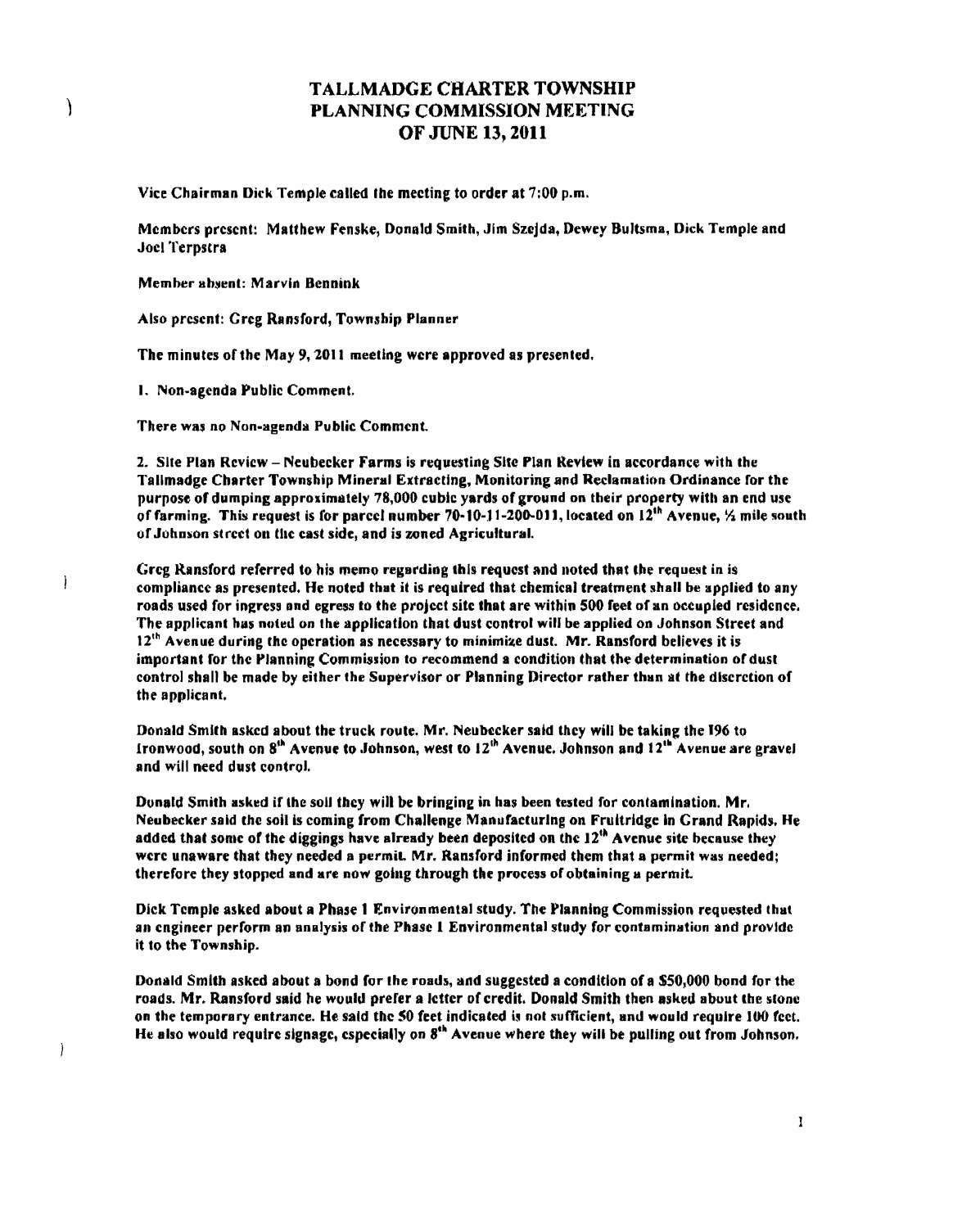# TALLMADGE CHARTER TOWNSHIP
# PLANNING COMMISSION MEETING
# OF JUNE 13, 2011

Vice Chairman Dick Temple called the meeting to order at 7:00 p.m.

Members present: Matthew Fenske, Donald Smith, Jim Szejda, Dewey Bultsma, Dick Temple and Joel Terpstra

Member absent: Marvin Bennink

Also present: Greg Ransford, Township Planner

The minutes of the May 9, 2011 meeting were approved as presented.

1. Non-agenda Public Comment.

There was no Non-agenda Public Comment.

2. Site Plan Review – Neubecker Farms is requesting Site Plan Review in accordance with the Tallmadge Charter Township Mineral Extracting, Monitoring and Reclamation Ordinance for the purpose of dumping approximately 78,000 cubic yards of ground on their property with an end use of farming. This request is for parcel number 70-10-11-200-011, located on 12th Avenue, ½ mile south of Johnson street on the east side, and is zoned Agricultural.

Greg Ransford referred to his memo regarding this request and noted that the request in is compliance as presented. He noted that it is required that chemical treatment shall be applied to any roads used for ingress and egress to the project site that are within 500 feet of an occupied residence. The applicant has noted on the application that dust control will be applied on Johnson Street and 12th Avenue during the operation as necessary to minimize dust. Mr. Ransford believes it is important for the Planning Commission to recommend a condition that the determination of dust control shall be made by either the Supervisor or Planning Director rather than at the discretion of the applicant.

Donald Smith asked about the truck route. Mr. Neubecker said they will be taking the I96 to Ironwood, south on 8th Avenue to Johnson, west to 12th Avenue. Johnson and 12th Avenue are gravel and will need dust control.

Donald Smith asked if the soil they will be bringing in has been tested for contamination. Mr. Neubecker said the soil is coming from Challenge Manufacturing on Fruitridge in Grand Rapids. He added that some of the diggings have already been deposited on the 12th Avenue site because they were unaware that they needed a permit. Mr. Ransford informed them that a permit was needed; therefore they stopped and are now going through the process of obtaining a permit.

Dick Temple asked about a Phase 1 Environmental study. The Planning Commission requested that an engineer perform an analysis of the Phase 1 Environmental study for contamination and provide it to the Township.

Donald Smith asked about a bond for the roads, and suggested a condition of a $50,000 bond for the roads. Mr. Ransford said he would prefer a letter of credit. Donald Smith then asked about the stone on the temporary entrance. He said the 50 feet indicated is not sufficient, and would require 100 feet. He also would require signage, especially on 8th Avenue where they will be pulling out from Johnson.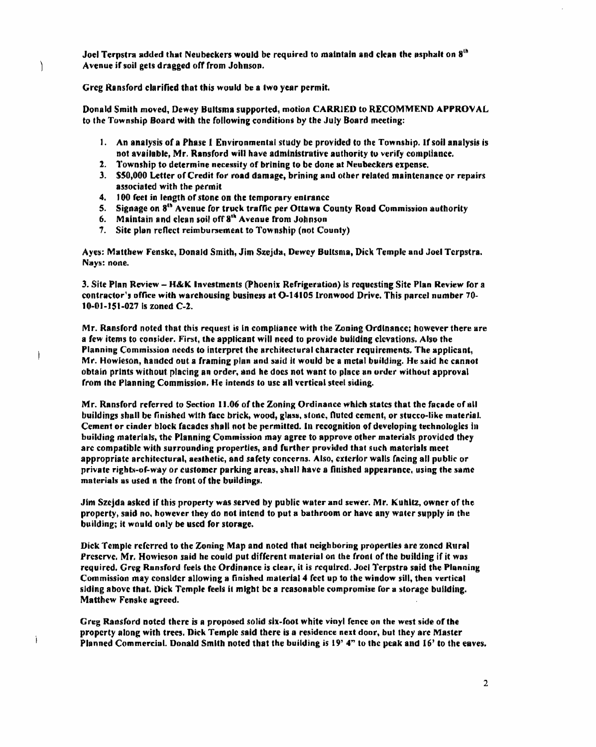Joel Terpstra added that Neubeckers would be required to maintain and clean the asphalt on 8th Avenue if soil gets dragged off from Johnson.

Greg Ransford clarified that this would be a two year permit.

Donald Smith moved, Dewey Bultsma supported, motion CARRIED to RECOMMEND APPROVAL to the Township Board with the following conditions by the July Board meeting:

1. An analysis of a Phase 1 Environmental study be provided to the Township. If soil analysis is not available, Mr. Ransford will have administrative authority to verify compliance.
2. Township to determine necessity of brining to be done at Neubeckers expense.
3. $50,000 Letter of Credit for road damage, brining and other related maintenance or repairs associated with the permit
4. 100 feet in length of stone on the temporary entrance
5. Signage on 8th Avenue for truck traffic per Ottawa County Road Commission authority
6. Maintain and clean soil off 8th Avenue from Johnson
7. Site plan reflect reimbursement to Township (not County)

Ayes: Matthew Fenske, Donald Smith, Jim Szejda, Dewey Bultsma, Dick Temple and Joel Terpstra. Nays: none.

3. Site Plan Review – H&K Investments (Phoenix Refrigeration) is requesting Site Plan Review for a contractor's office with warehousing business at O-14105 Ironwood Drive. This parcel number 70-10-01-151-027 is zoned C-2.

Mr. Ransford noted that this request is in compliance with the Zoning Ordinance; however there are a few items to consider. First, the applicant will need to provide building elevations. Also the Planning Commission needs to interpret the architectural character requirements. The applicant, Mr. Howieson, handed out a framing plan and said it would be a metal building. He said he cannot obtain prints without placing an order, and he does not want to place an order without approval from the Planning Commission. He intends to use all vertical steel siding.

Mr. Ransford referred to Section 11.06 of the Zoning Ordinance which states that the facade of all buildings shall be finished with face brick, wood, glass, stone, fluted cement, or stucco-like material. Cement or cinder block facades shall not be permitted. In recognition of developing technologies in building materials, the Planning Commission may agree to approve other materials provided they are compatible with surrounding properties, and further provided that such materials meet appropriate architectural, aesthetic, and safety concerns. Also, exterior walls facing all public or private rights-of-way or customer parking areas, shall have a finished appearance, using the same materials as used n the front of the buildings.

Jim Szejda asked if this property was served by public water and sewer. Mr. Kuhltz, owner of the property, said no, however they do not intend to put a bathroom or have any water supply in the building; it would only be used for storage.

Dick Temple referred to the Zoning Map and noted that neighboring properties are zoned Rural Preserve. Mr. Howieson said he could put different material on the front of the building if it was required. Greg Ransford feels the Ordinance is clear, it is required. Joel Terpstra said the Planning Commission may consider allowing a finished material 4 feet up to the window sill, then vertical siding above that. Dick Temple feels it might be a reasonable compromise for a storage building. Matthew Fenske agreed.

Greg Ransford noted there is a proposed solid six-foot white vinyl fence on the west side of the property along with trees. Dick Temple said there is a residence next door, but they are Master Planned Commercial. Donald Smith noted that the building is 19' 4" to the peak and 16' to the eaves.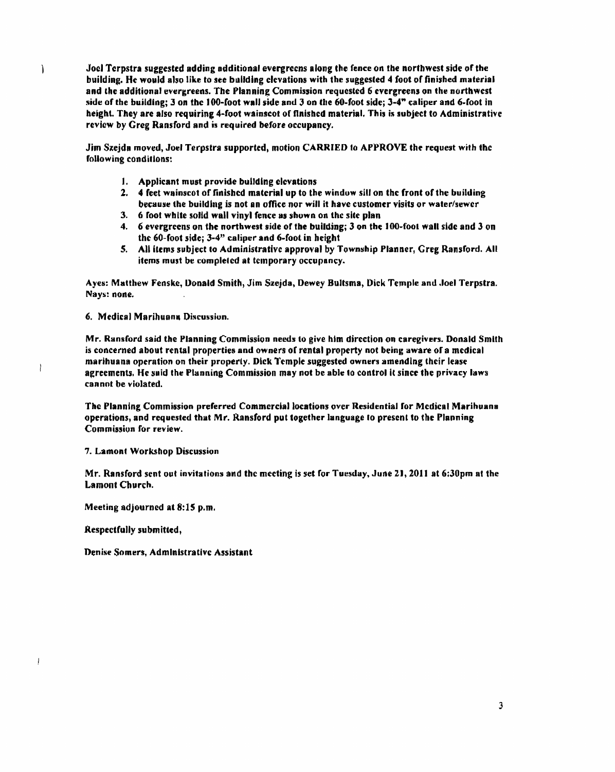Joel Terpstra suggested adding additional evergreens along the fence on the northwest side of the building. He would also like to see building elevations with the suggested 4 foot of finished material and the additional evergreens. The Planning Commission requested 6 evergreens on the northwest side of the building; 3 on the 100-foot wall side and 3 on the 60-foot side; 3-4" caliper and 6-foot in height. They are also requiring 4-foot wainscot of finished material. This is subject to Administrative review by Greg Ransford and is required before occupancy.

Jim Szejda moved, Joel Terpstra supported, motion CARRIED to APPROVE the request with the following conditions:

1. Applicant must provide building elevations
2. 4 feet wainscot of finished material up to the window sill on the front of the building because the building is not an office nor will it have customer visits or water/sewer
3. 6 foot white solid wall vinyl fence as shown on the site plan
4. 6 evergreens on the northwest side of the building; 3 on the 100-foot wall side and 3 on the 60-foot side; 3-4" caliper and 6-foot in height
5. All items subject to Administrative approval by Township Planner, Greg Ransford. All items must be completed at temporary occupancy.

Ayes: Matthew Fenske, Donald Smith, Jim Szejda, Dewey Bultsma, Dick Temple and Joel Terpstra. Nays: none.

6. Medical Marihuana Discussion.

Mr. Ransford said the Planning Commission needs to give him direction on caregivers. Donald Smith is concerned about rental properties and owners of rental property not being aware of a medical marihuana operation on their property. Dick Temple suggested owners amending their lease agreements. He said the Planning Commission may not be able to control it since the privacy laws cannot be violated.

The Planning Commission preferred Commercial locations over Residential for Medical Marihuana operations, and requested that Mr. Ransford put together language to present to the Planning Commission for review.

7. Lamont Workshop Discussion

Mr. Ransford sent out invitations and the meeting is set for Tuesday, June 21, 2011 at 6:30pm at the Lamont Church.

Meeting adjourned at 8:15 p.m.

Respectfully submitted,

Denise Somers, Administrative Assistant